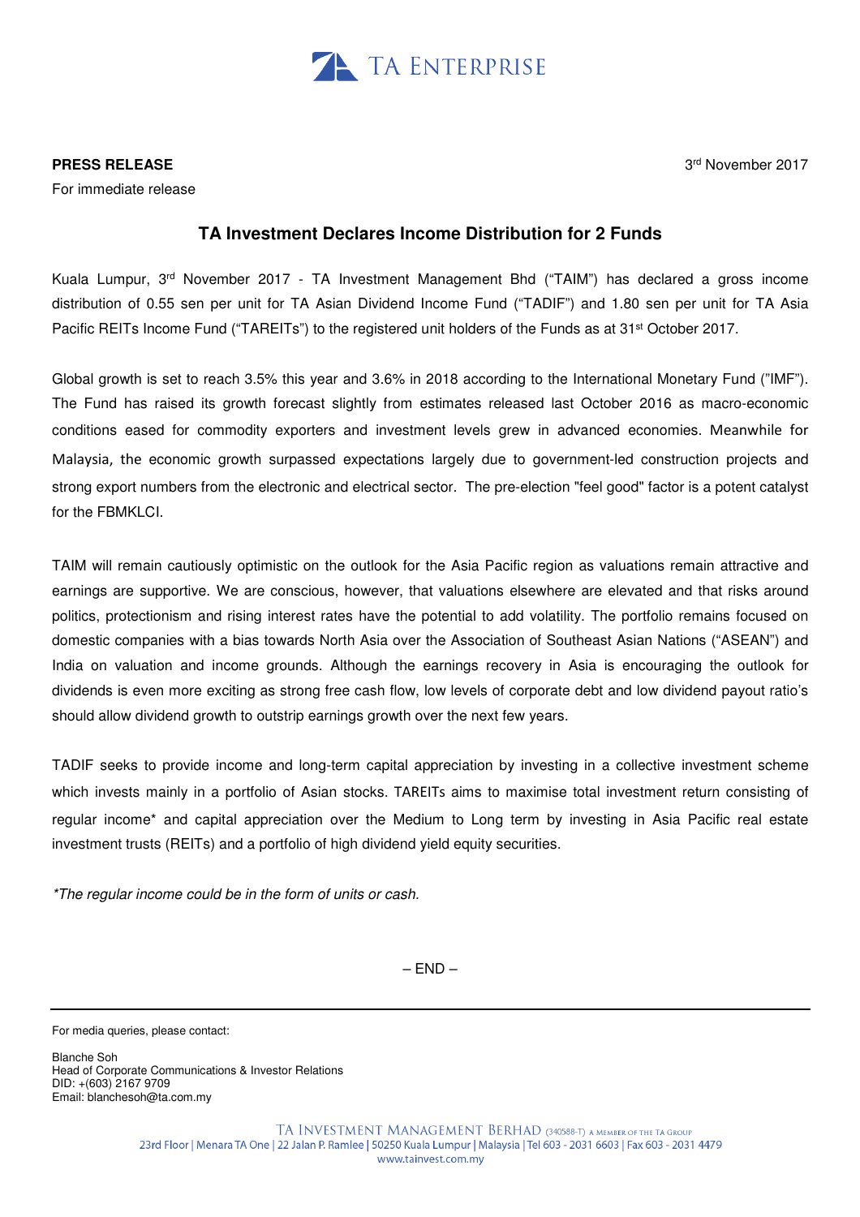TA ENTERPRISE

**PRESS RELEASE**

For immediate release

3rd November 2017

## TA Investment Declares Income Distribution for 2 Funds

Kuala Lumpur, 3rd November 2017 - TA Investment Management Bhd ("TAIM") has declared a gross income distribution of 0.55 sen per unit for TA Asian Dividend Income Fund ("TADIF") and 1.80 sen per unit for TA Asia Pacific REITs Income Fund ("TAREITs") to the registered unit holders of the Funds as at 31st October 2017.

Global growth is set to reach 3.5% this year and 3.6% in 2018 according to the International Monetary Fund ("IMF"). The Fund has raised its growth forecast slightly from estimates released last October 2016 as macro-economic conditions eased for commodity exporters and investment levels grew in advanced economies. Meanwhile for Malaysia, the economic growth surpassed expectations largely due to government-led construction projects and strong export numbers from the electronic and electrical sector. The pre-election "feel good" factor is a potent catalyst for the FBMKLCI.

TAIM will remain cautiously optimistic on the outlook for the Asia Pacific region as valuations remain attractive and earnings are supportive. We are conscious, however, that valuations elsewhere are elevated and that risks around politics, protectionism and rising interest rates have the potential to add volatility. The portfolio remains focused on domestic companies with a bias towards North Asia over the Association of Southeast Asian Nations ("ASEAN") and India on valuation and income grounds. Although the earnings recovery in Asia is encouraging the outlook for dividends is even more exciting as strong free cash flow, low levels of corporate debt and low dividend payout ratio's should allow dividend growth to outstrip earnings growth over the next few years.

TADIF seeks to provide income and long-term capital appreciation by investing in a collective investment scheme which invests mainly in a portfolio of Asian stocks. TAREITs aims to maximise total investment return consisting of regular income* and capital appreciation over the Medium to Long term by investing in Asia Pacific real estate investment trusts (REITs) and a portfolio of high dividend yield equity securities.

*\*The regular income could be in the form of units or cash.*

– END –

---

For media queries, please contact:

Blanche Soh
Head of Corporate Communications & Investor Relations
DID: +(603) 2167 9709
Email: blanchesoh@ta.com.my

TA INVESTMENT MANAGEMENT BERHAD (340588-T) A MEMBER OF THE TA GROUP
23rd Floor | Menara TA One | 22 Jalan P. Ramlee | 50250 Kuala Lumpur | Malaysia | Tel 603 - 2031 6603 | Fax 603 - 2031 4479
www.tainvest.com.my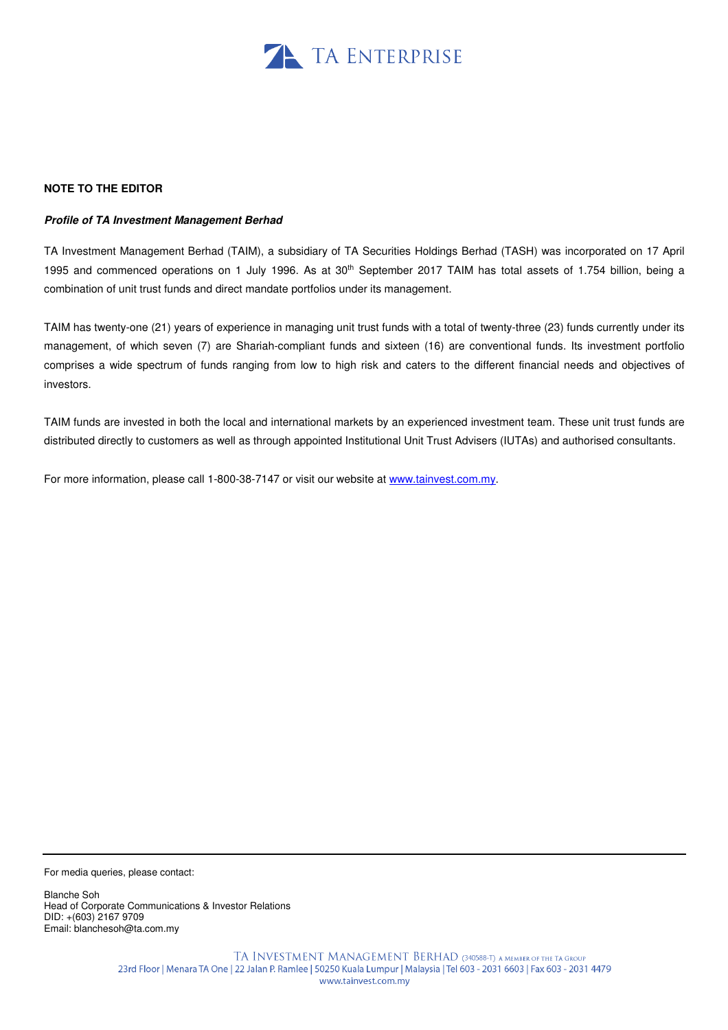**NOTE TO THE EDITOR**

***Profile of TA Investment Management Berhad***

TA Investment Management Berhad (TAIM), a subsidiary of TA Securities Holdings Berhad (TASH) was incorporated on 17 April 1995 and commenced operations on 1 July 1996. As at 30th September 2017 TAIM has total assets of 1.754 billion, being a combination of unit trust funds and direct mandate portfolios under its management.

TAIM has twenty-one (21) years of experience in managing unit trust funds with a total of twenty-three (23) funds currently under its management, of which seven (7) are Shariah-compliant funds and sixteen (16) are conventional funds. Its investment portfolio comprises a wide spectrum of funds ranging from low to high risk and caters to the different financial needs and objectives of investors.

TAIM funds are invested in both the local and international markets by an experienced investment team. These unit trust funds are distributed directly to customers as well as through appointed Institutional Unit Trust Advisers (IUTAs) and authorised consultants.

For more information, please call 1-800-38-7147 or visit our website at www.tainvest.com.my.

---

For media queries, please contact:

Blanche Soh
Head of Corporate Communications & Investor Relations
DID: +(603) 2167 9709
Email: blanchesoh@ta.com.my

TA INVESTMENT MANAGEMENT BERHAD (340588-T) A MEMBER OF THE TA GROUP
23rd Floor | Menara TA One | 22 Jalan P. Ramlee | 50250 Kuala Lumpur | Malaysia | Tel 603 - 2031 6603 | Fax 603 - 2031 4479
www.tainvest.com.my